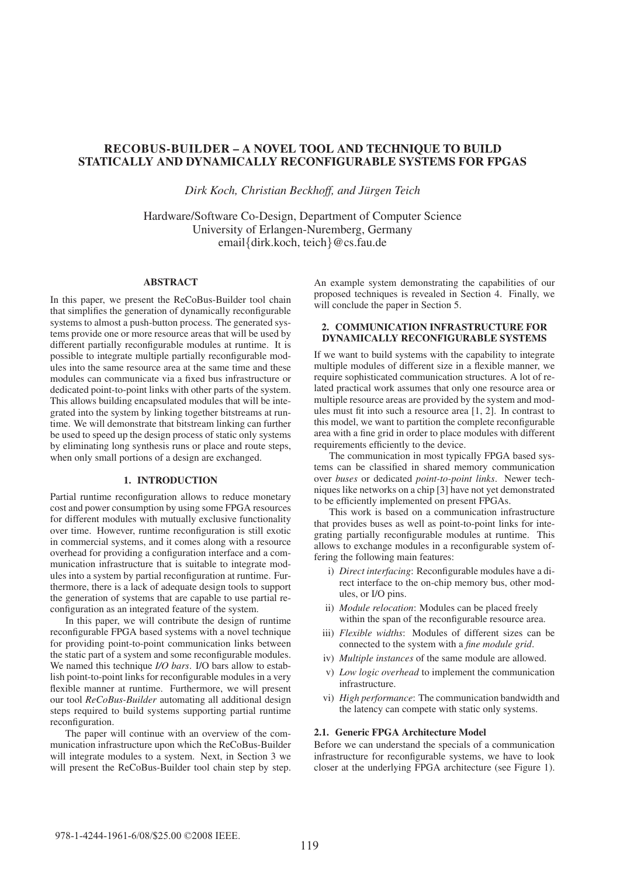# RECOBUS-BUILDER – A NOVEL TOOL AND TECHNIQUE TO BUILD STATICALLY AND DYNAMICALLY RECONFIGURABLE SYSTEMS FOR FPGAS

*Dirk Koch, Christian Beckhoff, and Jürgen Teich*

Hardware/Software Co-Design, Department of Computer Science
University of Erlangen-Nuremberg, Germany
email{dirk.koch, teich}@cs.fau.de

## ABSTRACT

In this paper, we present the ReCoBus-Builder tool chain that simplifies the generation of dynamically reconfigurable systems to almost a push-button process. The generated systems provide one or more resource areas that will be used by different partially reconfigurable modules at runtime. It is possible to integrate multiple partially reconfigurable modules into the same resource area at the same time and these modules can communicate via a fixed bus infrastructure or dedicated point-to-point links with other parts of the system. This allows building encapsulated modules that will be integrated into the system by linking together bitstreams at runtime. We will demonstrate that bitstream linking can further be used to speed up the design process of static only systems by eliminating long synthesis runs or place and route steps, when only small portions of a design are exchanged.

## 1. INTRODUCTION

Partial runtime reconfiguration allows to reduce monetary cost and power consumption by using some FPGA resources for different modules with mutually exclusive functionality over time. However, runtime reconfiguration is still exotic in commercial systems, and it comes along with a resource overhead for providing a configuration interface and a communication infrastructure that is suitable to integrate modules into a system by partial reconfiguration at runtime. Furthermore, there is a lack of adequate design tools to support the generation of systems that are capable to use partial reconfiguration as an integrated feature of the system.

In this paper, we will contribute the design of runtime reconfigurable FPGA based systems with a novel technique for providing point-to-point communication links between the static part of a system and some reconfigurable modules. We named this technique *I/O bars*. I/O bars allow to establish point-to-point links for reconfigurable modules in a very flexible manner at runtime. Furthermore, we will present our tool *ReCoBus-Builder* automating all additional design steps required to build systems supporting partial runtime reconfiguration.

The paper will continue with an overview of the communication infrastructure upon which the ReCoBus-Builder will integrate modules to a system. Next, in Section 3 we will present the ReCoBus-Builder tool chain step by step. An example system demonstrating the capabilities of our proposed techniques is revealed in Section 4. Finally, we will conclude the paper in Section 5.

## 2. COMMUNICATION INFRASTRUCTURE FOR DYNAMICALLY RECONFIGURABLE SYSTEMS

If we want to build systems with the capability to integrate multiple modules of different size in a flexible manner, we require sophisticated communication structures. A lot of related practical work assumes that only one resource area or multiple resource areas are provided by the system and modules must fit into such a resource area [1, 2]. In contrast to this model, we want to partition the complete reconfigurable area with a fine grid in order to place modules with different requirements efficiently to the device.

The communication in most typically FPGA based systems can be classified in shared memory communication over *buses* or dedicated *point-to-point links*. Newer techniques like networks on a chip [3] have not yet demonstrated to be efficiently implemented on present FPGAs.

This work is based on a communication infrastructure that provides buses as well as point-to-point links for integrating partially reconfigurable modules at runtime. This allows to exchange modules in a reconfigurable system offering the following main features:

i) *Direct interfacing*: Reconfigurable modules have a direct interface to the on-chip memory bus, other modules, or I/O pins.

ii) *Module relocation*: Modules can be placed freely within the span of the reconfigurable resource area.

iii) *Flexible widths*: Modules of different sizes can be connected to the system with a *fine module grid*.

iv) *Multiple instances* of the same module are allowed.

v) *Low logic overhead* to implement the communication infrastructure.

vi) *High performance*: The communication bandwidth and the latency can compete with static only systems.

### 2.1. Generic FPGA Architecture Model

Before we can understand the specials of a communication infrastructure for reconfigurable systems, we have to look closer at the underlying FPGA architecture (see Figure 1).

978-1-4244-1961-6/08/$25.00 ©2008 IEEE.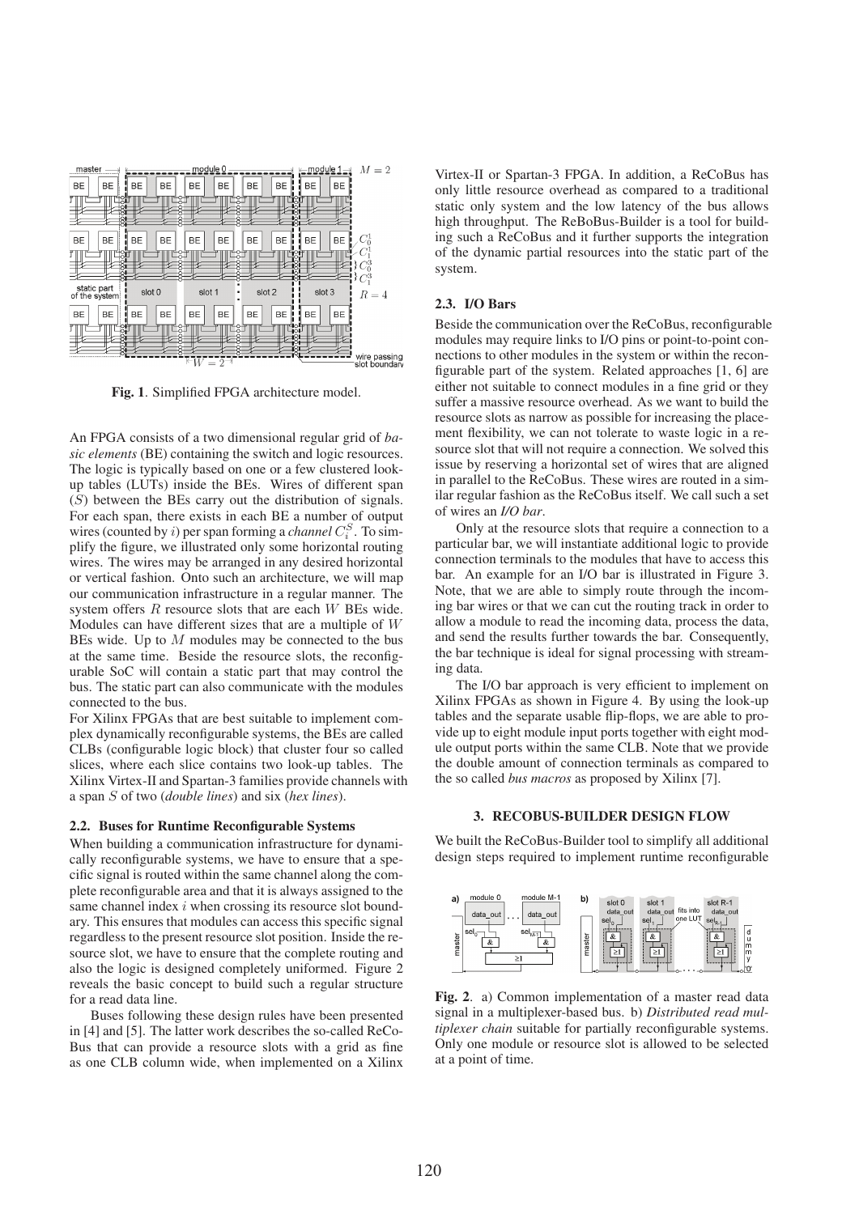Fig. 1. Simplified FPGA architecture model.

An FPGA consists of a two dimensional regular grid of *basic elements* (BE) containing the switch and logic resources. The logic is typically based on one or a few clustered look-up tables (LUTs) inside the BEs. Wires of different span ($S$) between the BEs carry out the distribution of signals. For each span, there exists in each BE a number of output wires (counted by $i$) per span forming a *channel* $C_i^S$. To simplify the figure, we illustrated only some horizontal routing wires. The wires may be arranged in any desired horizontal or vertical fashion. Onto such an architecture, we will map our communication infrastructure in a regular manner. The system offers $R$ resource slots that are each $W$ BEs wide. Modules can have different sizes that are a multiple of $W$ BEs wide. Up to $M$ modules may be connected to the bus at the same time. Beside the resource slots, the reconfigurable SoC will contain a static part that may control the bus. The static part can also communicate with the modules connected to the bus.

For Xilinx FPGAs that are best suitable to implement complex dynamically reconfigurable systems, the BEs are called CLBs (configurable logic block) that cluster four so called slices, where each slice contains two look-up tables. The Xilinx Virtex-II and Spartan-3 families provide channels with a span $S$ of two (*double lines*) and six (*hex lines*).

### 2.2. Buses for Runtime Reconfigurable Systems

When building a communication infrastructure for dynamically reconfigurable systems, we have to ensure that a specific signal is routed within the same channel along the complete reconfigurable area and that it is always assigned to the same channel index $i$ when crossing its resource slot boundary. This ensures that modules can access this specific signal regardless to the present resource slot position. Inside the resource slot, we have to ensure that the complete routing and also the logic is designed completely uniformed. Figure 2 reveals the basic concept to build such a regular structure for a read data line.

Buses following these design rules have been presented in [4] and [5]. The latter work describes the so-called ReCoBus that can provide a resource slots with a grid as fine as one CLB column wide, when implemented on a Xilinx Virtex-II or Spartan-3 FPGA. In addition, a ReCoBus has only little resource overhead as compared to a traditional static only system and the low latency of the bus allows high throughput. The ReBoBus-Builder is a tool for building such a ReCoBus and it further supports the integration of the dynamic partial resources into the static part of the system.

### 2.3. I/O Bars

Beside the communication over the ReCoBus, reconfigurable modules may require links to I/O pins or point-to-point connections to other modules in the system or within the reconfigurable part of the system. Related approaches [1, 6] are either not suitable to connect modules in a fine grid or they suffer a massive resource overhead. As we want to build the resource slots as narrow as possible for increasing the placement flexibility, we can not tolerate to waste logic in a resource slot that will not require a connection. We solved this issue by reserving a horizontal set of wires that are aligned in parallel to the ReCoBus. These wires are routed in a similar regular fashion as the ReCoBus itself. We call such a set of wires an *I/O bar*.

Only at the resource slots that require a connection to a particular bar, we will instantiate additional logic to provide connection terminals to the modules that have to access this bar. An example for an I/O bar is illustrated in Figure 3. Note, that we are able to simply route through the incoming bar wires or that we can cut the routing track in order to allow a module to read the incoming data, process the data, and send the results further towards the bar. Consequently, the bar technique is ideal for signal processing with streaming data.

The I/O bar approach is very efficient to implement on Xilinx FPGAs as shown in Figure 4. By using the look-up tables and the separate usable flip-flops, we are able to provide up to eight module input ports together with eight module output ports within the same CLB. Note that we provide the double amount of connection terminals as compared to the so called *bus macros* as proposed by Xilinx [7].

## 3. RECOBUS-BUILDER DESIGN FLOW

We built the ReCoBus-Builder tool to simplify all additional design steps required to implement runtime reconfigurable

Fig. 2. a) Common implementation of a master read data signal in a multiplexer-based bus. b) *Distributed read multiplexer chain* suitable for partially reconfigurable systems. Only one module or resource slot is allowed to be selected at a point of time.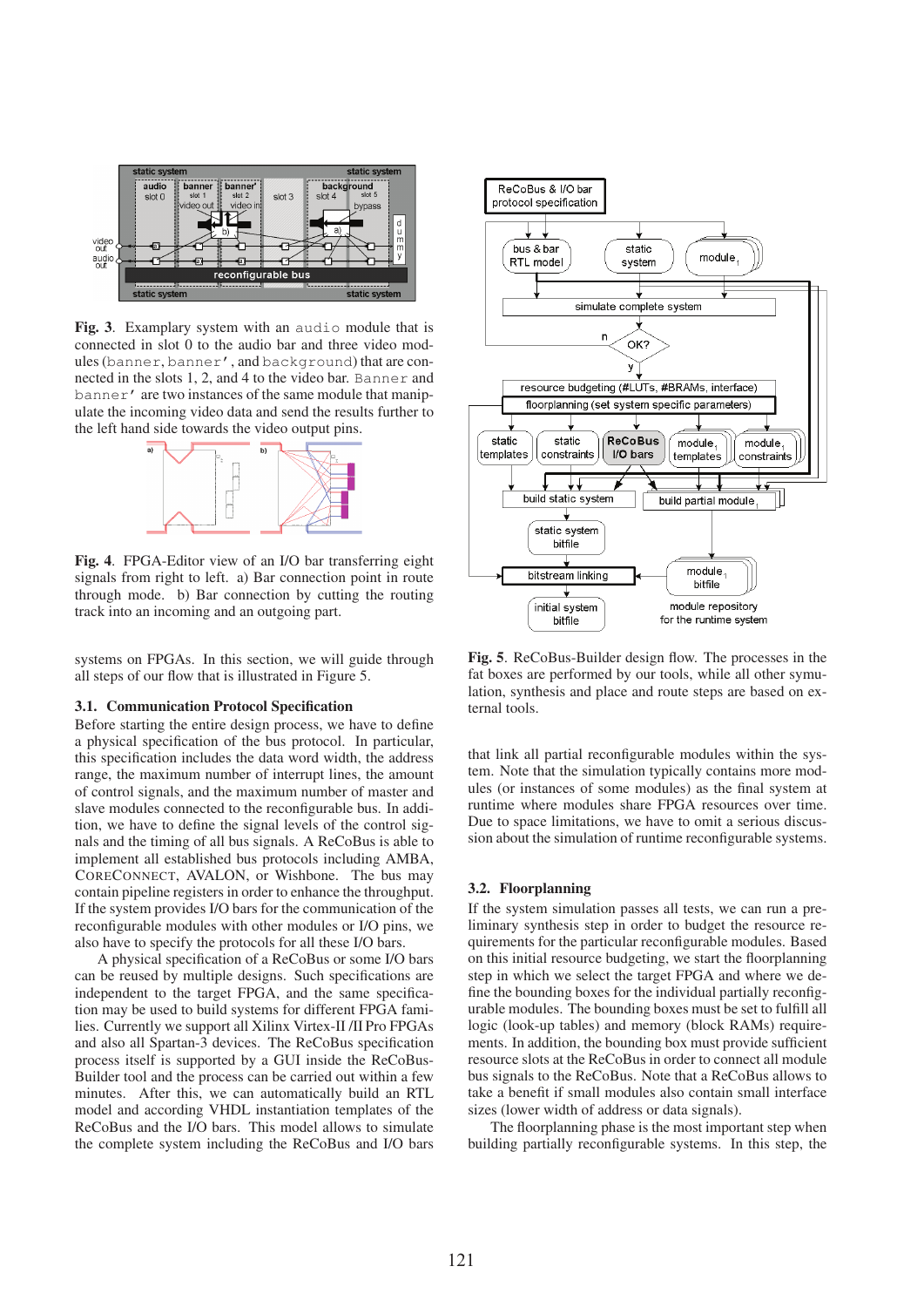**Fig. 3**. Examplary system with an `audio` module that is connected in slot 0 to the audio bar and three video modules (`banner`, `banner'`, and `background`) that are connected in the slots 1, 2, and 4 to the video bar. `Banner` and `banner'` are two instances of the same module that manipulate the incoming video data and send the results further to the left hand side towards the video output pins.

**Fig. 4**. FPGA-Editor view of an I/O bar transferring eight signals from right to left. a) Bar connection point in route through mode. b) Bar connection by cutting the routing track into an incoming and an outgoing part.

systems on FPGAs. In this section, we will guide through all steps of our flow that is illustrated in Figure 5.

### 3.1. Communication Protocol Specification

Before starting the entire design process, we have to define a physical specification of the bus protocol. In particular, this specification includes the data word width, the address range, the maximum number of interrupt lines, the amount of control signals, and the maximum number of master and slave modules connected to the reconfigurable bus. In addition, we have to define the signal levels of the control signals and the timing of all bus signals. A ReCoBus is able to implement all established bus protocols including AMBA, CoreConnect, AVALON, or Wishbone. The bus may contain pipeline registers in order to enhance the throughput. If the system provides I/O bars for the communication of the reconfigurable modules with other modules or I/O pins, we also have to specify the protocols for all these I/O bars.

A physical specification of a ReCoBus or some I/O bars can be reused by multiple designs. Such specifications are independent to the target FPGA, and the same specification may be used to build systems for different FPGA families. Currently we support all Xilinx Virtex-II /II Pro FPGAs and also all Spartan-3 devices. The ReCoBus specification process itself is supported by a GUI inside the ReCoBus-Builder tool and the process can be carried out within a few minutes. After this, we can automatically build an RTL model and according VHDL instantiation templates of the ReCoBus and the I/O bars. This model allows to simulate the complete system including the ReCoBus and I/O bars that link all partial reconfigurable modules within the system. Note that the simulation typically contains more modules (or instances of some modules) as the final system at runtime where modules share FPGA resources over time. Due to space limitations, we have to omit a serious discussion about the simulation of runtime reconfigurable systems.

**Fig. 5**. ReCoBus-Builder design flow. The processes in the fat boxes are performed by our tools, while all other symulation, synthesis and place and route steps are based on external tools.

### 3.2. Floorplanning

If the system simulation passes all tests, we can run a preliminary synthesis step in order to budget the resource requirements for the particular reconfigurable modules. Based on this initial resource budgeting, we start the floorplanning step in which we select the target FPGA and where we define the bounding boxes for the individual partially reconfigurable modules. The bounding boxes must be set to fulfill all logic (look-up tables) and memory (block RAMs) requirements. In addition, the bounding box must provide sufficient resource slots at the ReCoBus in order to connect all module bus signals to the ReCoBus. Note that a ReCoBus allows to take a benefit if small modules also contain small interface sizes (lower width of address or data signals).

The floorplanning phase is the most important step when building partially reconfigurable systems. In this step, the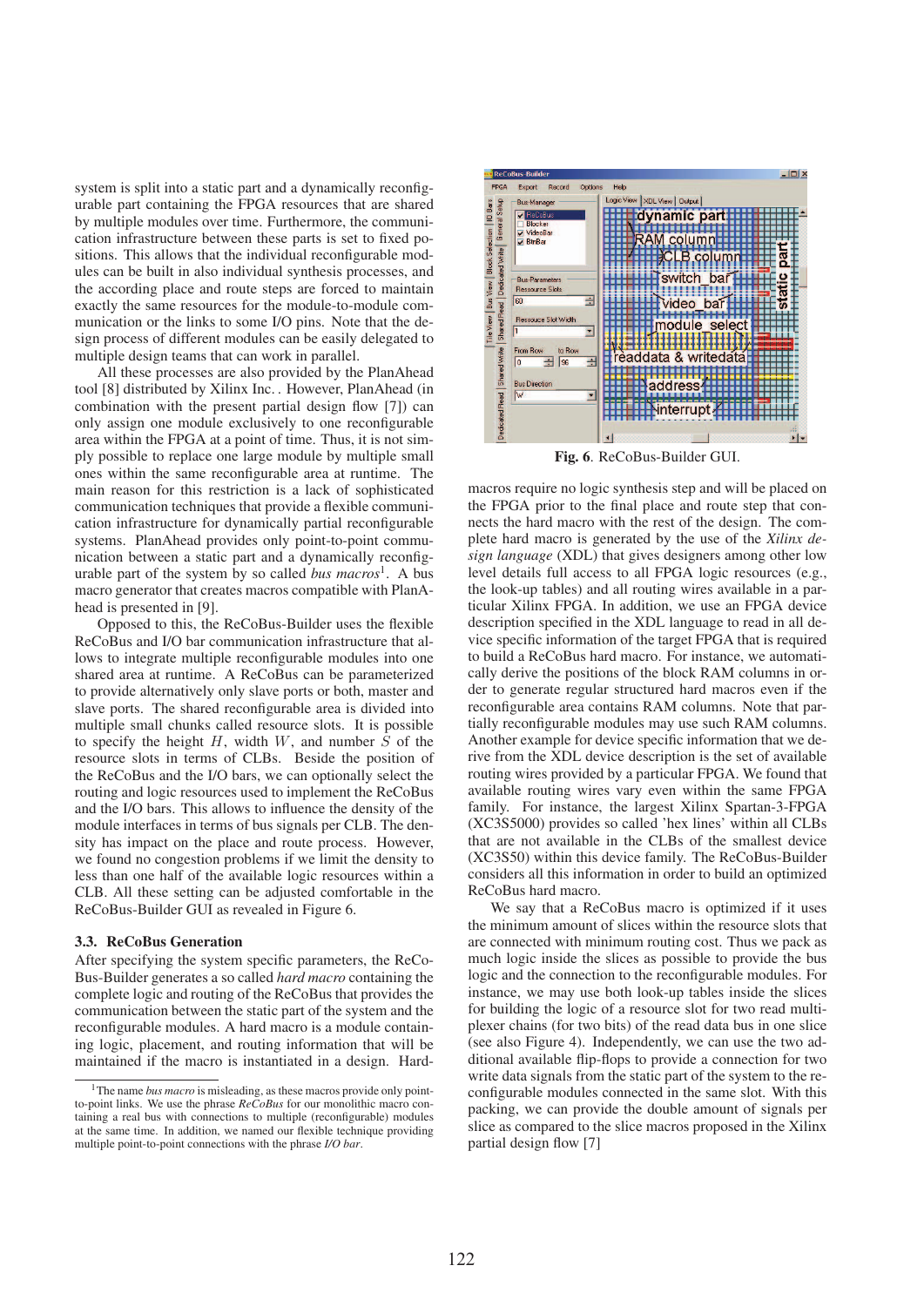system is split into a static part and a dynamically reconfigurable part containing the FPGA resources that are shared by multiple modules over time. Furthermore, the communication infrastructure between these parts is set to fixed positions. This allows that the individual reconfigurable modules can be built in also individual synthesis processes, and the according place and route steps are forced to maintain exactly the same resources for the module-to-module communication or the links to some I/O pins. Note that the design process of different modules can be easily delegated to multiple design teams that can work in parallel.

All these processes are also provided by the PlanAhead tool [8] distributed by Xilinx Inc.. However, PlanAhead (in combination with the present partial design flow [7]) can only assign one module exclusively to one reconfigurable area within the FPGA at a point of time. Thus, it is not simply possible to replace one large module by multiple small ones within the same reconfigurable area at runtime. The main reason for this restriction is a lack of sophisticated communication techniques that provide a flexible communication infrastructure for dynamically partial reconfigurable systems. PlanAhead provides only point-to-point communication between a static part and a dynamically reconfigurable part of the system by so called *bus macros*[1]. A bus macro generator that creates macros compatible with PlanAhead is presented in [9].

Opposed to this, the ReCoBus-Builder uses the flexible ReCoBus and I/O bar communication infrastructure that allows to integrate multiple reconfigurable modules into one shared area at runtime. A ReCoBus can be parameterized to provide alternatively only slave ports or both, master and slave ports. The shared reconfigurable area is divided into multiple small chunks called resource slots. It is possible to specify the height $H$, width $W$, and number $S$ of the resource slots in terms of CLBs. Beside the position of the ReCoBus and the I/O bars, we can optionally select the routing and logic resources used to implement the ReCoBus and the I/O bars. This allows to influence the density of the module interfaces in terms of bus signals per CLB. The density has impact on the place and route process. However, we found no congestion problems if we limit the density to less than one half of the available logic resources within a CLB. All these setting can be adjusted comfortable in the ReCoBus-Builder GUI as revealed in Figure 6.

### 3.3. ReCoBus Generation

After specifying the system specific parameters, the ReCoBus-Builder generates a so called *hard macro* containing the complete logic and routing of the ReCoBus that provides the communication between the static part of the system and the reconfigurable modules. A hard macro is a module containing logic, placement, and routing information that will be maintained if the macro is instantiated in a design. Hard-

[1] The name *bus macro* is misleading, as these macros provide only point-to-point links. We use the phrase *ReCoBus* for our monolithic macro containing a real bus with connections to multiple (reconfigurable) modules at the same time. In addition, we named our flexible technique providing multiple point-to-point connections with the phrase *I/O bar*.

**Fig. 6**. ReCoBus-Builder GUI.

macros require no logic synthesis step and will be placed on the FPGA prior to the final place and route step that connects the hard macro with the rest of the design. The complete hard macro is generated by the use of the *Xilinx design language* (XDL) that gives designers among other low level details full access to all FPGA logic resources (e.g., the look-up tables) and all routing wires available in a particular Xilinx FPGA. In addition, we use an FPGA device description specified in the XDL language to read in all device specific information of the target FPGA that is required to build a ReCoBus hard macro. For instance, we automatically derive the positions of the block RAM columns in order to generate regular structured hard macros even if the reconfigurable area contains RAM columns. Note that partially reconfigurable modules may use such RAM columns. Another example for device specific information that we derive from the XDL device description is the set of available routing wires provided by a particular FPGA. We found that available routing wires vary even within the same FPGA family. For instance, the largest Xilinx Spartan-3-FPGA (XC3S5000) provides so called 'hex lines' within all CLBs that are not available in the CLBs of the smallest device (XC3S50) within this device family. The ReCoBus-Builder considers all this information in order to build an optimized ReCoBus hard macro.

We say that a ReCoBus macro is optimized if it uses the minimum amount of slices within the resource slots that are connected with minimum routing cost. Thus we pack as much logic inside the slices as possible to provide the bus logic and the connection to the reconfigurable modules. For instance, we may use both look-up tables inside the slices for building the logic of a resource slot for two read multiplexer chains (for two bits) of the read data bus in one slice (see also Figure 4). Independently, we can use the two additional available flip-flops to provide a connection for two write data signals from the static part of the system to the reconfigurable modules connected in the same slot. With this packing, we can provide the double amount of signals per slice as compared to the slice macros proposed in the Xilinx partial design flow [7]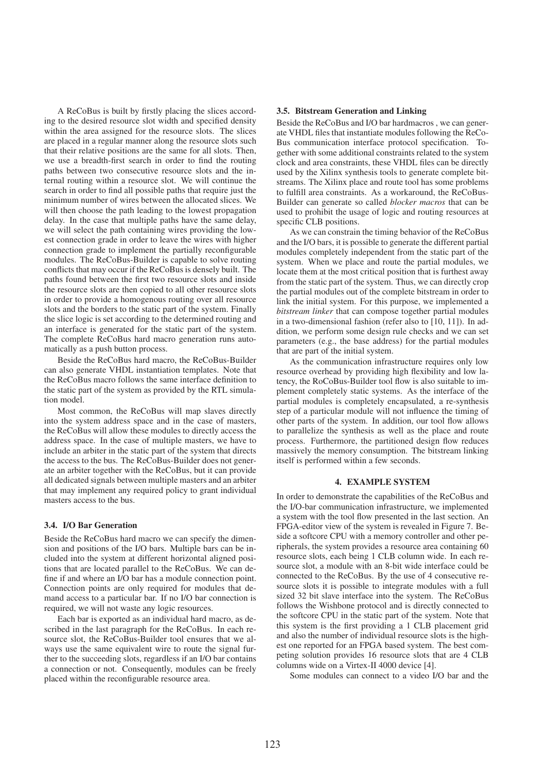A ReCoBus is built by firstly placing the slices according to the desired resource slot width and specified density within the area assigned for the resource slots. The slices are placed in a regular manner along the resource slots such that their relative positions are the same for all slots. Then, we use a breadth-first search in order to find the routing paths between two consecutive resource slots and the internal routing within a resource slot. We will continue the search in order to find all possible paths that require just the minimum number of wires between the allocated slices. We will then choose the path leading to the lowest propagation delay. In the case that multiple paths have the same delay, we will select the path containing wires providing the lowest connection grade in order to leave the wires with higher connection grade to implement the partially reconfigurable modules. The ReCoBus-Builder is capable to solve routing conflicts that may occur if the ReCoBus is densely built. The paths found between the first two resource slots and inside the resource slots are then copied to all other resource slots in order to provide a homogenous routing over all resource slots and the borders to the static part of the system. Finally the slice logic is set according to the determined routing and an interface is generated for the static part of the system. The complete ReCoBus hard macro generation runs automatically as a push button process.

Beside the ReCoBus hard macro, the ReCoBus-Builder can also generate VHDL instantiation templates. Note that the ReCoBus macro follows the same interface definition to the static part of the system as provided by the RTL simulation model.

Most common, the ReCoBus will map slaves directly into the system address space and in the case of masters, the ReCoBus will allow these modules to directly access the address space. In the case of multiple masters, we have to include an arbiter in the static part of the system that directs the access to the bus. The ReCoBus-Builder does not generate an arbiter together with the ReCoBus, but it can provide all dedicated signals between multiple masters and an arbiter that may implement any required policy to grant individual masters access to the bus.

### 3.4. I/O Bar Generation

Beside the ReCoBus hard macro we can specify the dimension and positions of the I/O bars. Multiple bars can be included into the system at different horizontal aligned positions that are located parallel to the ReCoBus. We can define if and where an I/O bar has a module connection point. Connection points are only required for modules that demand access to a particular bar. If no I/O bar connection is required, we will not waste any logic resources.

Each bar is exported as an individual hard macro, as described in the last paragraph for the ReCoBus. In each resource slot, the ReCoBus-Builder tool ensures that we always use the same equivalent wire to route the signal further to the succeeding slots, regardless if an I/O bar contains a connection or not. Consequently, modules can be freely placed within the reconfigurable resource area.

### 3.5. Bitstream Generation and Linking

Beside the ReCoBus and I/O bar hardmacros , we can generate VHDL files that instantiate modules following the ReCoBus communication interface protocol specification. Together with some additional constraints related to the system clock and area constraints, these VHDL files can be directly used by the Xilinx synthesis tools to generate complete bitstreams. The Xilinx place and route tool has some problems to fulfill area constraints. As a workaround, the ReCoBus-Builder can generate so called *blocker macros* that can be used to prohibit the usage of logic and routing resources at specific CLB positions.

As we can constrain the timing behavior of the ReCoBus and the I/O bars, it is possible to generate the different partial modules completely independent from the static part of the system. When we place and route the partial modules, we locate them at the most critical position that is furthest away from the static part of the system. Thus, we can directly crop the partial modules out of the complete bitstream in order to link the initial system. For this purpose, we implemented a *bitstream linker* that can compose together partial modules in a two-dimensional fashion (refer also to [10, 11]). In addition, we perform some design rule checks and we can set parameters (e.g., the base address) for the partial modules that are part of the initial system.

As the communication infrastructure requires only low resource overhead by providing high flexibility and low latency, the RoCoBus-Builder tool flow is also suitable to implement completely static systems. As the interface of the partial modules is completely encapsulated, a re-synthesis step of a particular module will not influence the timing of other parts of the system. In addition, our tool flow allows to parallelize the synthesis as well as the place and route process. Furthermore, the partitioned design flow reduces massively the memory consumption. The bitstream linking itself is performed within a few seconds.

## 4. EXAMPLE SYSTEM

In order to demonstrate the capabilities of the ReCoBus and the I/O-bar communication infrastructure, we implemented a system with the tool flow presented in the last section. An FPGA-editor view of the system is revealed in Figure 7. Beside a softcore CPU with a memory controller and other peripherals, the system provides a resource area containing 60 resource slots, each being 1 CLB column wide. In each resource slot, a module with an 8-bit wide interface could be connected to the ReCoBus. By the use of 4 consecutive resource slots it is possible to integrate modules with a full sized 32 bit slave interface into the system. The ReCoBus follows the Wishbone protocol and is directly connected to the softcore CPU in the static part of the system. Note that this system is the first providing a 1 CLB placement grid and also the number of individual resource slots is the highest one reported for an FPGA based system. The best competing solution provides 16 resource slots that are 4 CLB columns wide on a Virtex-II 4000 device [4].

Some modules can connect to a video I/O bar and the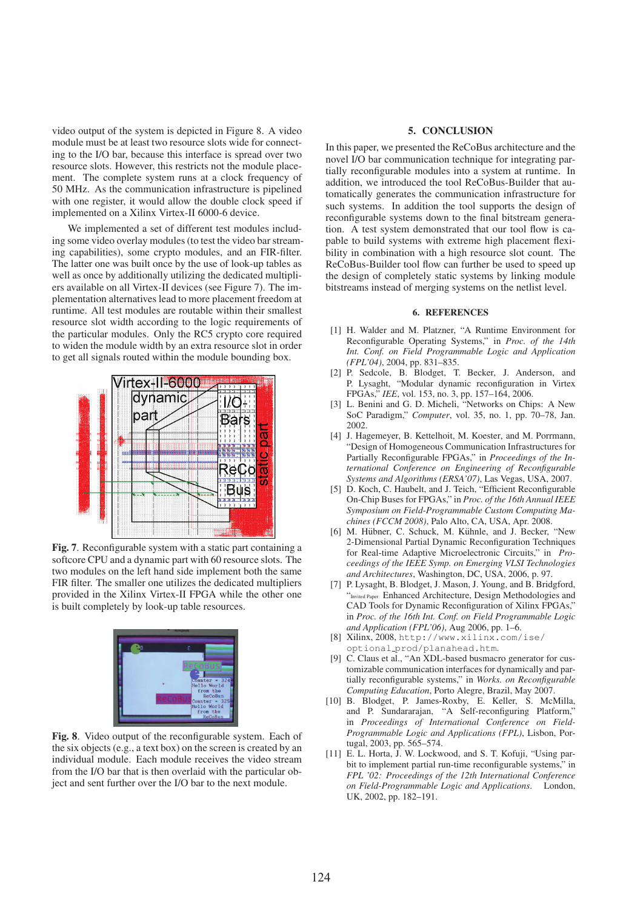video output of the system is depicted in Figure 8. A video module must be at least two resource slots wide for connecting to the I/O bar, because this interface is spread over two resource slots. However, this restricts not the module placement. The complete system runs at a clock frequency of 50 MHz. As the communication infrastructure is pipelined with one register, it would allow the double clock speed if implemented on a Xilinx Virtex-II 6000-6 device.

We implemented a set of different test modules including some video overlay modules (to test the video bar streaming capabilities), some crypto modules, and an FIR-filter. The latter one was built once by the use of look-up tables as well as once by additionally utilizing the dedicated multipliers available on all Virtex-II devices (see Figure 7). The implementation alternatives lead to more placement freedom at runtime. All test modules are routable within their smallest resource slot width according to the logic requirements of the particular modules. Only the RC5 crypto core required to widen the module width by an extra resource slot in order to get all signals routed within the module bounding box.

Virtex-II-6000
dynamic
part
I/O-
Bars
ReCo
Bus
static part

**Fig. 7**. Reconfigurable system with a static part containing a softcore CPU and a dynamic part with 60 resource slots. The two modules on the left hand side implement both the same FIR filter. The smaller one utilizes the dedicated multipliers provided in the Xilinx Virtex-II FPGA while the other one is built completely by look-up table resources.

**Fig. 8**. Video output of the reconfigurable system. Each of the six objects (e.g., a text box) on the screen is created by an individual module. Each module receives the video stream from the I/O bar that is then overlaid with the particular object and sent further over the I/O bar to the next module.

## 5. CONCLUSION

In this paper, we presented the ReCoBus architecture and the novel I/O bar communication technique for integrating partially reconfigurable modules into a system at runtime. In addition, we introduced the tool ReCoBus-Builder that automatically generates the communication infrastructure for such systems. In addition the tool supports the design of reconfigurable systems down to the final bitstream generation. A test system demonstrated that our tool flow is capable to build systems with extreme high placement flexibility in combination with a high resource slot count. The ReCoBus-Builder tool flow can further be used to speed up the design of completely static systems by linking module bitstreams instead of merging systems on the netlist level.

## 6. REFERENCES

[1] H. Walder and M. Platzner, "A Runtime Environment for Reconfigurable Operating Systems," in *Proc. of the 14th Int. Conf. on Field Programmable Logic and Application (FPL'04)*, 2004, pp. 831–835.

[2] P. Sedcole, B. Blodget, T. Becker, J. Anderson, and P. Lysaght, "Modular dynamic reconfiguration in Virtex FPGAs," *IEE*, vol. 153, no. 3, pp. 157–164, 2006.

[3] L. Benini and G. D. Micheli, "Networks on Chips: A New SoC Paradigm," *Computer*, vol. 35, no. 1, pp. 70–78, Jan. 2002.

[4] J. Hagemeyer, B. Kettelhoit, M. Koester, and M. Porrmann, "Design of Homogeneous Communication Infrastructures for Partially Reconfigurable FPGAs," in *Proceedings of the International Conference on Engineering of Reconfigurable Systems and Algorithms (ERSA'07)*, Las Vegas, USA, 2007.

[5] D. Koch, C. Haubelt, and J. Teich, "Efficient Reconfigurable On-Chip Buses for FPGAs," in *Proc. of the 16th Annual IEEE Symposium on Field-Programmable Custom Computing Machines (FCCM 2008)*, Palo Alto, CA, USA, Apr. 2008.

[6] M. Hübner, C. Schuck, M. Kühnle, and J. Becker, "New 2-Dimensional Partial Dynamic Reconfiguration Techniques for Real-time Adaptive Microelectronic Circuits," in *Proceedings of the IEEE Symp. on Emerging VLSI Technologies and Architectures*, Washington, DC, USA, 2006, p. 97.

[7] P. Lysaght, B. Blodget, J. Mason, J. Young, and B. Bridgford, "Invited Paper: Enhanced Architecture, Design Methodologies and CAD Tools for Dynamic Reconfiguration of Xilinx FPGAs," in *Proc. of the 16th Int. Conf. on Field Programmable Logic and Application (FPL'06)*, Aug 2006, pp. 1–6.

[8] Xilinx, 2008, http://www.xilinx.com/ise/optional_prod/planahead.htm.

[9] C. Claus et al., "An XDL-based busmacro generator for customizable communication interfaces for dynamically and partially reconfigurable systems," in *Works. on Reconfigurable Computing Education*, Porto Alegre, Brazil, May 2007.

[10] B. Blodget, P. James-Roxby, E. Keller, S. McMilla, and P. Sundararajan, "A Self-reconfiguring Platform," in *Proceedings of International Conference on Field-Programmable Logic and Applications (FPL)*, Lisbon, Portugal, 2003, pp. 565–574.

[11] E. L. Horta, J. W. Lockwood, and S. T. Kofuji, "Using parbit to implement partial run-time reconfigurable systems," in *FPL '02: Proceedings of the 12th International Conference on Field-Programmable Logic and Applications*. London, UK, 2002, pp. 182–191.